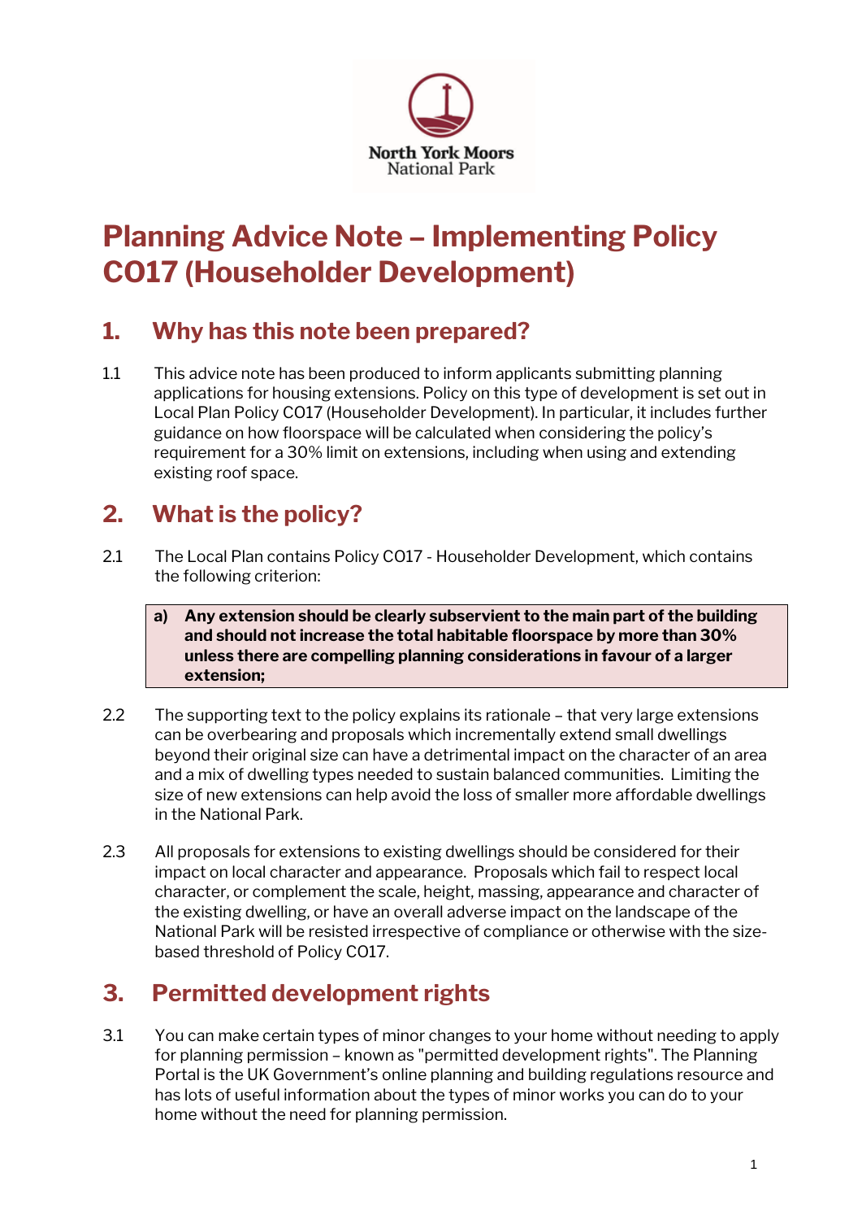North York Moors National Park

# Planning Advice Note – Implementing Policy CO17 (Householder Development)

## 1. Why has this note been prepared?

1.1 This advice note has been produced to inform applicants submitting planning applications for housing extensions. Policy on this type of development is set out in Local Plan Policy CO17 (Householder Development). In particular, it includes further guidance on how floorspace will be calculated when considering the policy's requirement for a 30% limit on extensions, including when using and extending existing roof space.

## 2. What is the policy?

2.1 The Local Plan contains Policy CO17 - Householder Development, which contains the following criterion:

> **a) Any extension should be clearly subservient to the main part of the building and should not increase the total habitable floorspace by more than 30% unless there are compelling planning considerations in favour of a larger extension;**

2.2 The supporting text to the policy explains its rationale – that very large extensions can be overbearing and proposals which incrementally extend small dwellings beyond their original size can have a detrimental impact on the character of an area and a mix of dwelling types needed to sustain balanced communities. Limiting the size of new extensions can help avoid the loss of smaller more affordable dwellings in the National Park.

2.3 All proposals for extensions to existing dwellings should be considered for their impact on local character and appearance. Proposals which fail to respect local character, or complement the scale, height, massing, appearance and character of the existing dwelling, or have an overall adverse impact on the landscape of the National Park will be resisted irrespective of compliance or otherwise with the size-based threshold of Policy CO17.

## 3. Permitted development rights

3.1 You can make certain types of minor changes to your home without needing to apply for planning permission – known as "permitted development rights". The Planning Portal is the UK Government's online planning and building regulations resource and has lots of useful information about the types of minor works you can do to your home without the need for planning permission.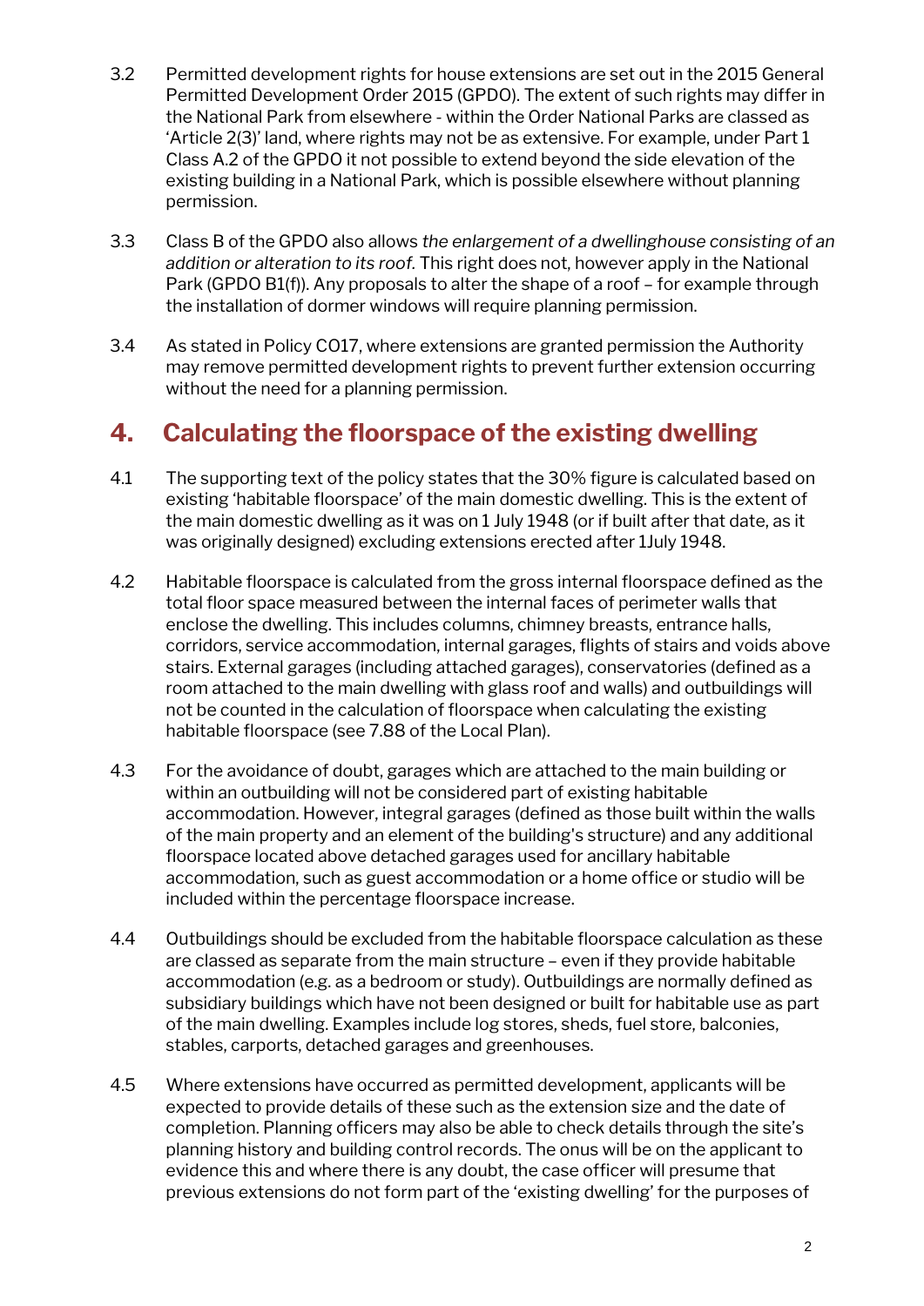3.2 Permitted development rights for house extensions are set out in the 2015 General Permitted Development Order 2015 (GPDO). The extent of such rights may differ in the National Park from elsewhere - within the Order National Parks are classed as 'Article 2(3)' land, where rights may not be as extensive. For example, under Part 1 Class A.2 of the GPDO it not possible to extend beyond the side elevation of the existing building in a National Park, which is possible elsewhere without planning permission.

3.3 Class B of the GPDO also allows *the enlargement of a dwellinghouse consisting of an addition or alteration to its roof*. This right does not, however apply in the National Park (GPDO B1(f)). Any proposals to alter the shape of a roof – for example through the installation of dormer windows will require planning permission.

3.4 As stated in Policy CO17, where extensions are granted permission the Authority may remove permitted development rights to prevent further extension occurring without the need for a planning permission.

## 4. Calculating the floorspace of the existing dwelling

4.1 The supporting text of the policy states that the 30% figure is calculated based on existing 'habitable floorspace' of the main domestic dwelling. This is the extent of the main domestic dwelling as it was on 1 July 1948 (or if built after that date, as it was originally designed) excluding extensions erected after 1July 1948.

4.2 Habitable floorspace is calculated from the gross internal floorspace defined as the total floor space measured between the internal faces of perimeter walls that enclose the dwelling. This includes columns, chimney breasts, entrance halls, corridors, service accommodation, internal garages, flights of stairs and voids above stairs. External garages (including attached garages), conservatories (defined as a room attached to the main dwelling with glass roof and walls) and outbuildings will not be counted in the calculation of floorspace when calculating the existing habitable floorspace (see 7.88 of the Local Plan).

4.3 For the avoidance of doubt, garages which are attached to the main building or within an outbuilding will not be considered part of existing habitable accommodation. However, integral garages (defined as those built within the walls of the main property and an element of the building's structure) and any additional floorspace located above detached garages used for ancillary habitable accommodation, such as guest accommodation or a home office or studio will be included within the percentage floorspace increase.

4.4 Outbuildings should be excluded from the habitable floorspace calculation as these are classed as separate from the main structure – even if they provide habitable accommodation (e.g. as a bedroom or study). Outbuildings are normally defined as subsidiary buildings which have not been designed or built for habitable use as part of the main dwelling. Examples include log stores, sheds, fuel store, balconies, stables, carports, detached garages and greenhouses.

4.5 Where extensions have occurred as permitted development, applicants will be expected to provide details of these such as the extension size and the date of completion. Planning officers may also be able to check details through the site's planning history and building control records. The onus will be on the applicant to evidence this and where there is any doubt, the case officer will presume that previous extensions do not form part of the 'existing dwelling' for the purposes of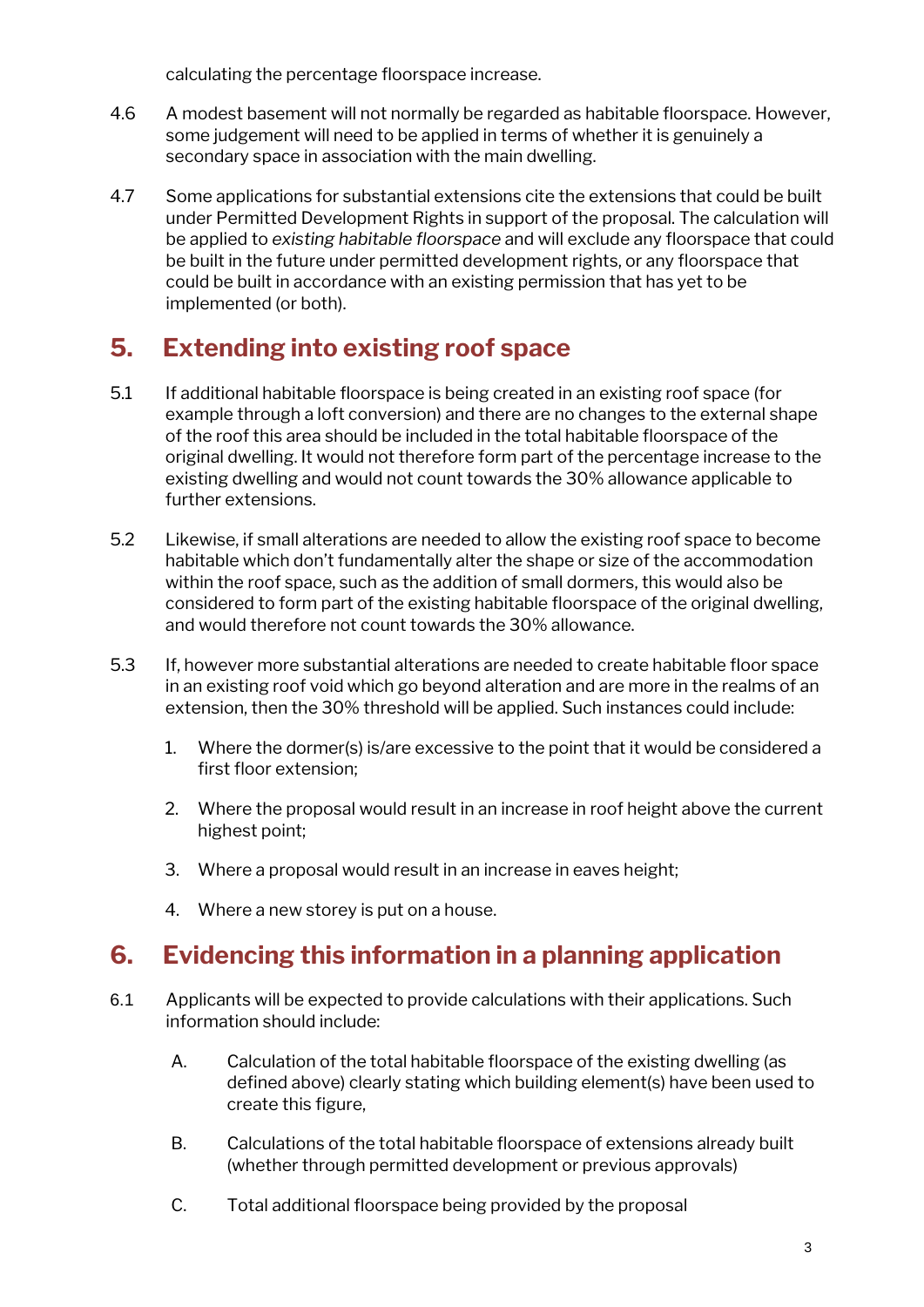calculating the percentage floorspace increase.

4.6 A modest basement will not normally be regarded as habitable floorspace. However, some judgement will need to be applied in terms of whether it is genuinely a secondary space in association with the main dwelling.

4.7 Some applications for substantial extensions cite the extensions that could be built under Permitted Development Rights in support of the proposal. The calculation will be applied to *existing habitable floorspace* and will exclude any floorspace that could be built in the future under permitted development rights, or any floorspace that could be built in accordance with an existing permission that has yet to be implemented (or both).

## 5. Extending into existing roof space

5.1 If additional habitable floorspace is being created in an existing roof space (for example through a loft conversion) and there are no changes to the external shape of the roof this area should be included in the total habitable floorspace of the original dwelling. It would not therefore form part of the percentage increase to the existing dwelling and would not count towards the 30% allowance applicable to further extensions.

5.2 Likewise, if small alterations are needed to allow the existing roof space to become habitable which don't fundamentally alter the shape or size of the accommodation within the roof space, such as the addition of small dormers, this would also be considered to form part of the existing habitable floorspace of the original dwelling, and would therefore not count towards the 30% allowance.

5.3 If, however more substantial alterations are needed to create habitable floor space in an existing roof void which go beyond alteration and are more in the realms of an extension, then the 30% threshold will be applied. Such instances could include:

1. Where the dormer(s) is/are excessive to the point that it would be considered a first floor extension;
2. Where the proposal would result in an increase in roof height above the current highest point;
3. Where a proposal would result in an increase in eaves height;
4. Where a new storey is put on a house.

## 6. Evidencing this information in a planning application

6.1 Applicants will be expected to provide calculations with their applications. Such information should include:

A. Calculation of the total habitable floorspace of the existing dwelling (as defined above) clearly stating which building element(s) have been used to create this figure,

B. Calculations of the total habitable floorspace of extensions already built (whether through permitted development or previous approvals)

C. Total additional floorspace being provided by the proposal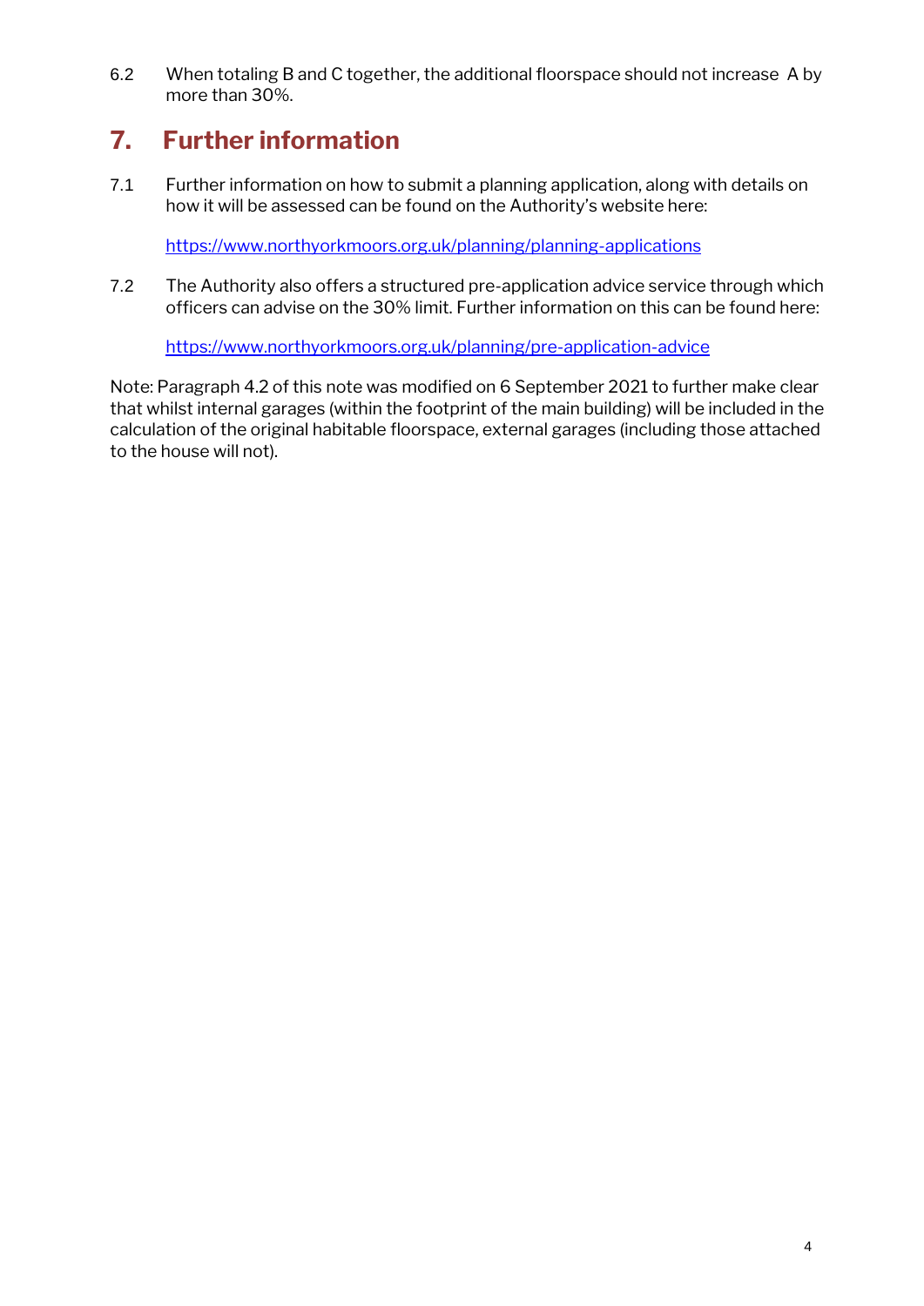6.2 When totaling B and C together, the additional floorspace should not increase A by more than 30%.

## 7. Further information

7.1 Further information on how to submit a planning application, along with details on how it will be assessed can be found on the Authority's website here:

https://www.northyorkmoors.org.uk/planning/planning-applications

7.2 The Authority also offers a structured pre-application advice service through which officers can advise on the 30% limit. Further information on this can be found here:

https://www.northyorkmoors.org.uk/planning/pre-application-advice

Note: Paragraph 4.2 of this note was modified on 6 September 2021 to further make clear that whilst internal garages (within the footprint of the main building) will be included in the calculation of the original habitable floorspace, external garages (including those attached to the house will not).